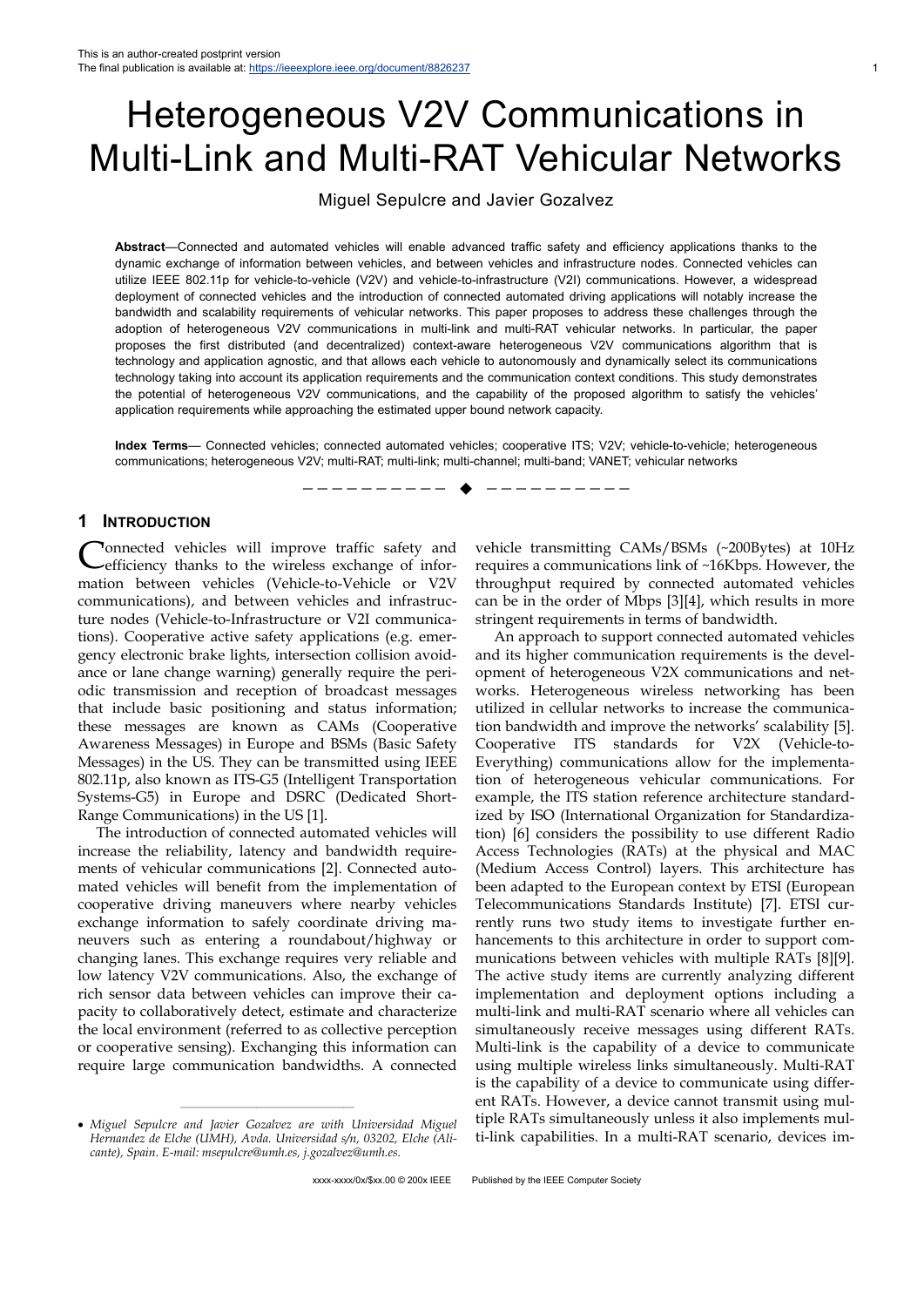This is an author-created postprint version
The final publication is available at: https://ieeexplore.ieee.org/document/8826237

# Heterogeneous V2V Communications in Multi-Link and Multi-RAT Vehicular Networks

Miguel Sepulcre and Javier Gozalvez

**Abstract**—Connected and automated vehicles will enable advanced traffic safety and efficiency applications thanks to the dynamic exchange of information between vehicles, and between vehicles and infrastructure nodes. Connected vehicles can utilize IEEE 802.11p for vehicle-to-vehicle (V2V) and vehicle-to-infrastructure (V2I) communications. However, a widespread deployment of connected vehicles and the introduction of connected automated driving applications will notably increase the bandwidth and scalability requirements of vehicular networks. This paper proposes to address these challenges through the adoption of heterogeneous V2V communications in multi-link and multi-RAT vehicular networks. In particular, the paper proposes the first distributed (and decentralized) context-aware heterogeneous V2V communications algorithm that is technology and application agnostic, and that allows each vehicle to autonomously and dynamically select its communications technology taking into account its application requirements and the communication context conditions. This study demonstrates the potential of heterogeneous V2V communications, and the capability of the proposed algorithm to satisfy the vehicles' application requirements while approaching the estimated upper bound network capacity.

**Index Terms**— Connected vehicles; connected automated vehicles; cooperative ITS; V2V; vehicle-to-vehicle; heterogeneous communications; heterogeneous V2V; multi-RAT; multi-link; multi-channel; multi-band; VANET; vehicular networks

## 1 Introduction

Connected vehicles will improve traffic safety and efficiency thanks to the wireless exchange of information between vehicles (Vehicle-to-Vehicle or V2V communications), and between vehicles and infrastructure nodes (Vehicle-to-Infrastructure or V2I communications). Cooperative active safety applications (e.g. emergency electronic brake lights, intersection collision avoidance or lane change warning) generally require the periodic transmission and reception of broadcast messages that include basic positioning and status information; these messages are known as CAMs (Cooperative Awareness Messages) in Europe and BSMs (Basic Safety Messages) in the US. They can be transmitted using IEEE 802.11p, also known as ITS-G5 (Intelligent Transportation Systems-G5) in Europe and DSRC (Dedicated Short-Range Communications) in the US [1].

The introduction of connected automated vehicles will increase the reliability, latency and bandwidth requirements of vehicular communications [2]. Connected automated vehicles will benefit from the implementation of cooperative driving maneuvers where nearby vehicles exchange information to safely coordinate driving maneuvers such as entering a roundabout/highway or changing lanes. This exchange requires very reliable and low latency V2V communications. Also, the exchange of rich sensor data between vehicles can improve their capacity to collaboratively detect, estimate and characterize the local environment (referred to as collective perception or cooperative sensing). Exchanging this information can require large communication bandwidths. A connected vehicle transmitting CAMs/BSMs (~200Bytes) at 10Hz requires a communications link of ~16Kbps. However, the throughput required by connected automated vehicles can be in the order of Mbps [3][4], which results in more stringent requirements in terms of bandwidth.

An approach to support connected automated vehicles and its higher communication requirements is the development of heterogeneous V2X communications and networks. Heterogeneous wireless networking has been utilized in cellular networks to increase the communication bandwidth and improve the networks' scalability [5]. Cooperative ITS standards for V2X (Vehicle-to-Everything) communications allow for the implementation of heterogeneous vehicular communications. For example, the ITS station reference architecture standardized by ISO (International Organization for Standardization) [6] considers the possibility to use different Radio Access Technologies (RATs) at the physical and MAC (Medium Access Control) layers. This architecture has been adapted to the European context by ETSI (European Telecommunications Standards Institute) [7]. ETSI currently runs two study items to investigate further enhancements to this architecture in order to support communications between vehicles with multiple RATs [8][9]. The active study items are currently analyzing different implementation and deployment options including a multi-link and multi-RAT scenario where all vehicles can simultaneously receive messages using different RATs. Multi-link is the capability of a device to communicate using multiple wireless links simultaneously. Multi-RAT is the capability of a device to communicate using different RATs. However, a device cannot transmit using multiple RATs simultaneously unless it also implements multi-link capabilities. In a multi-RAT scenario, devices im-

- *Miguel Sepulcre and Javier Gozalvez are with Universidad Miguel Hernandez de Elche (UMH), Avda. Universidad s/n, 03202, Elche (Alicante), Spain. E-mail: msepulcre@umh.es, j.gozalvez@umh.es.*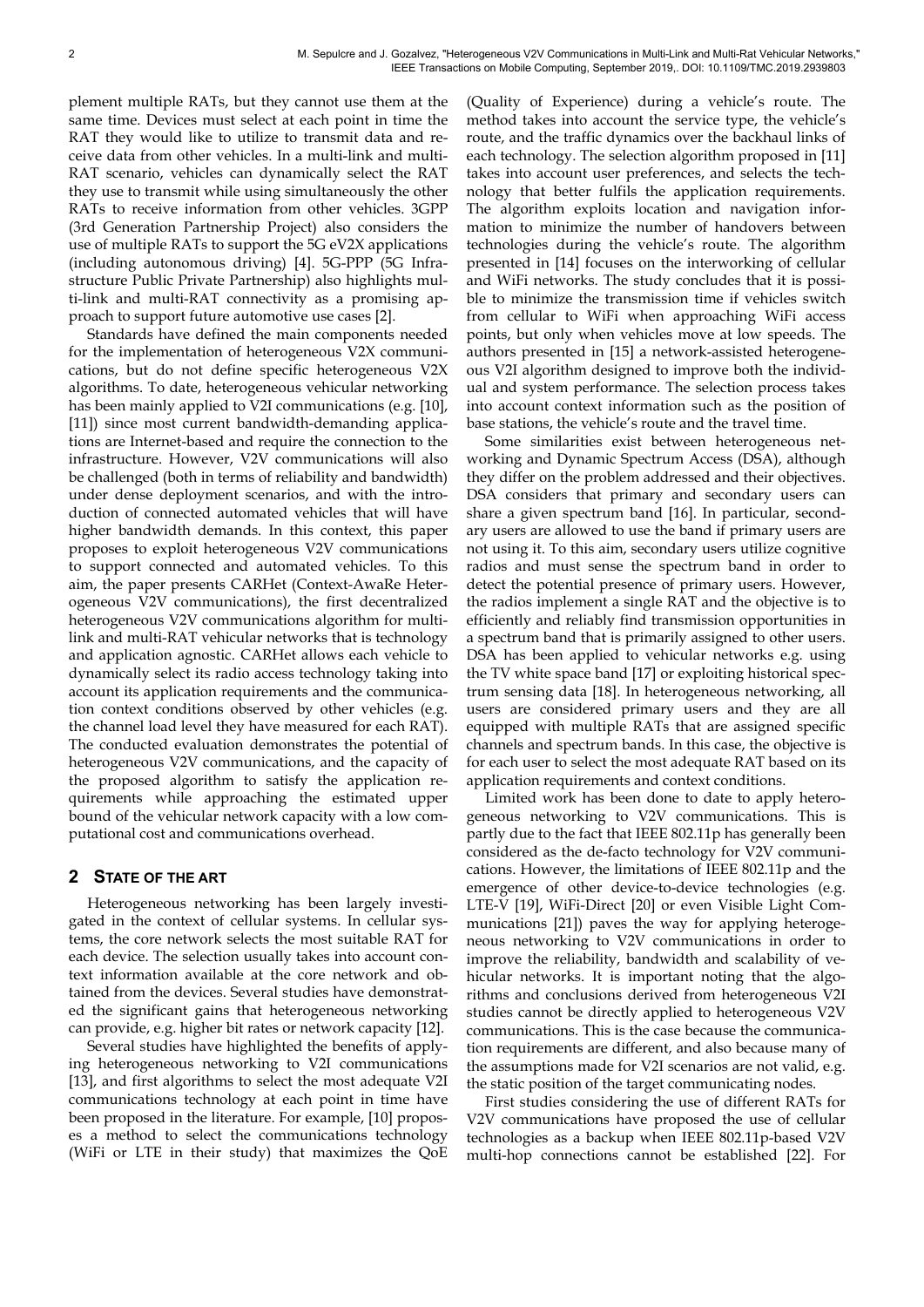plement multiple RATs, but they cannot use them at the same time. Devices must select at each point in time the RAT they would like to utilize to transmit data and receive data from other vehicles. In a multi-link and multi-RAT scenario, vehicles can dynamically select the RAT they use to transmit while using simultaneously the other RATs to receive information from other vehicles. 3GPP (3rd Generation Partnership Project) also considers the use of multiple RATs to support the 5G eV2X applications (including autonomous driving) [4]. 5G-PPP (5G Infrastructure Public Private Partnership) also highlights multi-link and multi-RAT connectivity as a promising approach to support future automotive use cases [2].

Standards have defined the main components needed for the implementation of heterogeneous V2X communications, but do not define specific heterogeneous V2X algorithms. To date, heterogeneous vehicular networking has been mainly applied to V2I communications (e.g. [10], [11]) since most current bandwidth-demanding applications are Internet-based and require the connection to the infrastructure. However, V2V communications will also be challenged (both in terms of reliability and bandwidth) under dense deployment scenarios, and with the introduction of connected automated vehicles that will have higher bandwidth demands. In this context, this paper proposes to exploit heterogeneous V2V communications to support connected and automated vehicles. To this aim, the paper presents CARHet (Context-AwaRe Heterogeneous V2V communications), the first decentralized heterogeneous V2V communications algorithm for multi-link and multi-RAT vehicular networks that is technology and application agnostic. CARHet allows each vehicle to dynamically select its radio access technology taking into account its application requirements and the communication context conditions observed by other vehicles (e.g. the channel load level they have measured for each RAT). The conducted evaluation demonstrates the potential of heterogeneous V2V communications, and the capacity of the proposed algorithm to satisfy the application requirements while approaching the estimated upper bound of the vehicular network capacity with a low computational cost and communications overhead.

## 2 STATE OF THE ART

Heterogeneous networking has been largely investigated in the context of cellular systems. In cellular systems, the core network selects the most suitable RAT for each device. The selection usually takes into account context information available at the core network and obtained from the devices. Several studies have demonstrated the significant gains that heterogeneous networking can provide, e.g. higher bit rates or network capacity [12].

Several studies have highlighted the benefits of applying heterogeneous networking to V2I communications [13], and first algorithms to select the most adequate V2I communications technology at each point in time have been proposed in the literature. For example, [10] proposes a method to select the communications technology (WiFi or LTE in their study) that maximizes the QoE (Quality of Experience) during a vehicle's route. The method takes into account the service type, the vehicle's route, and the traffic dynamics over the backhaul links of each technology. The selection algorithm proposed in [11] takes into account user preferences, and selects the technology that better fulfils the application requirements. The algorithm exploits location and navigation information to minimize the number of handovers between technologies during the vehicle's route. The algorithm presented in [14] focuses on the interworking of cellular and WiFi networks. The study concludes that it is possible to minimize the transmission time if vehicles switch from cellular to WiFi when approaching WiFi access points, but only when vehicles move at low speeds. The authors presented in [15] a network-assisted heterogeneous V2I algorithm designed to improve both the individual and system performance. The selection process takes into account context information such as the position of base stations, the vehicle's route and the travel time.

Some similarities exist between heterogeneous networking and Dynamic Spectrum Access (DSA), although they differ on the problem addressed and their objectives. DSA considers that primary and secondary users can share a given spectrum band [16]. In particular, secondary users are allowed to use the band if primary users are not using it. To this aim, secondary users utilize cognitive radios and must sense the spectrum band in order to detect the potential presence of primary users. However, the radios implement a single RAT and the objective is to efficiently and reliably find transmission opportunities in a spectrum band that is primarily assigned to other users. DSA has been applied to vehicular networks e.g. using the TV white space band [17] or exploiting historical spectrum sensing data [18]. In heterogeneous networking, all users are considered primary users and they are all equipped with multiple RATs that are assigned specific channels and spectrum bands. In this case, the objective is for each user to select the most adequate RAT based on its application requirements and context conditions.

Limited work has been done to date to apply heterogeneous networking to V2V communications. This is partly due to the fact that IEEE 802.11p has generally been considered as the de-facto technology for V2V communications. However, the limitations of IEEE 802.11p and the emergence of other device-to-device technologies (e.g. LTE-V [19], WiFi-Direct [20] or even Visible Light Communications [21]) paves the way for applying heterogeneous networking to V2V communications in order to improve the reliability, bandwidth and scalability of vehicular networks. It is important noting that the algorithms and conclusions derived from heterogeneous V2I studies cannot be directly applied to heterogeneous V2V communications. This is the case because the communication requirements are different, and also because many of the assumptions made for V2I scenarios are not valid, e.g. the static position of the target communicating nodes.

First studies considering the use of different RATs for V2V communications have proposed the use of cellular technologies as a backup when IEEE 802.11p-based V2V multi-hop connections cannot be established [22]. For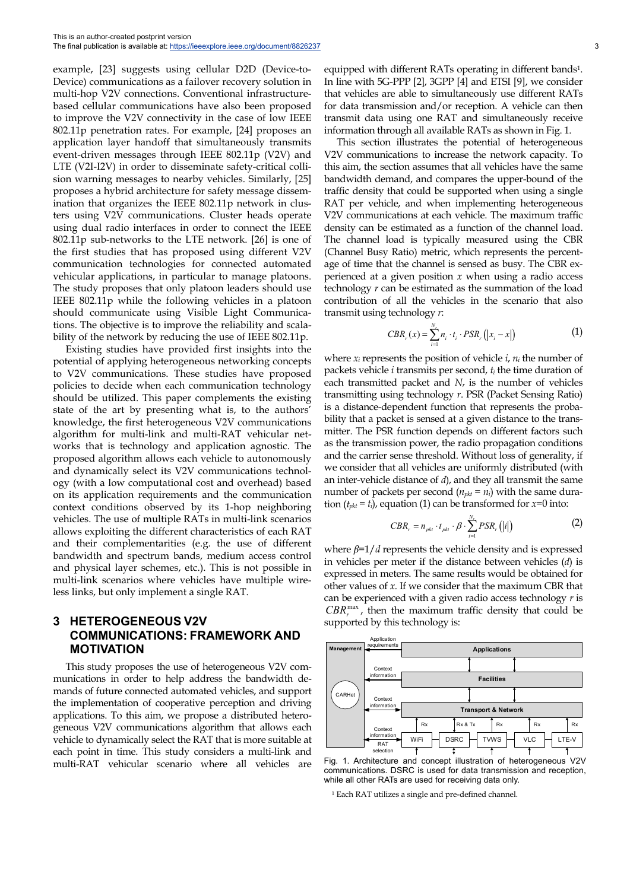example, [23] suggests using cellular D2D (Device-to-Device) communications as a failover recovery solution in multi-hop V2V connections. Conventional infrastructure-based cellular communications have also been proposed to improve the V2V connectivity in the case of low IEEE 802.11p penetration rates. For example, [24] proposes an application layer handoff that simultaneously transmits event-driven messages through IEEE 802.11p (V2V) and LTE (V2I-I2V) in order to disseminate safety-critical collision warning messages to nearby vehicles. Similarly, [25] proposes a hybrid architecture for safety message dissemination that organizes the IEEE 802.11p network in clusters using V2V communications. Cluster heads operate using dual radio interfaces in order to connect the IEEE 802.11p sub-networks to the LTE network. [26] is one of the first studies that has proposed using different V2V communication technologies for connected automated vehicular applications, in particular to manage platoons. The study proposes that only platoon leaders should use IEEE 802.11p while the following vehicles in a platoon should communicate using Visible Light Communications. The objective is to improve the reliability and scalability of the network by reducing the use of IEEE 802.11p.

Existing studies have provided first insights into the potential of applying heterogeneous networking concepts to V2V communications. These studies have proposed policies to decide when each communication technology should be utilized. This paper complements the existing state of the art by presenting what is, to the authors' knowledge, the first heterogeneous V2V communications algorithm for multi-link and multi-RAT vehicular networks that is technology and application agnostic. The proposed algorithm allows each vehicle to autonomously and dynamically select its V2V communications technology (with a low computational cost and overhead) based on its application requirements and the communication context conditions observed by its 1-hop neighboring vehicles. The use of multiple RATs in multi-link scenarios allows exploiting the different characteristics of each RAT and their complementarities (e.g. the use of different bandwidth and spectrum bands, medium access control and physical layer schemes, etc.). This is not possible in multi-link scenarios where vehicles have multiple wireless links, but only implement a single RAT.

## 3 HETEROGENEOUS V2V COMMUNICATIONS: FRAMEWORK AND MOTIVATION

This study proposes the use of heterogeneous V2V communications in order to help address the bandwidth demands of future connected automated vehicles, and support the implementation of cooperative perception and driving applications. To this aim, we propose a distributed heterogeneous V2V communications algorithm that allows each vehicle to dynamically select the RAT that is more suitable at each point in time. This study considers a multi-link and multi-RAT vehicular scenario where all vehicles are equipped with different RATs operating in different bands[1]. In line with 5G-PPP [2], 3GPP [4] and ETSI [9], we consider that vehicles are able to simultaneously use different RATs for data transmission and/or reception. A vehicle can then transmit data using one RAT and simultaneously receive information through all available RATs as shown in Fig. 1.

This section illustrates the potential of heterogeneous V2V communications to increase the network capacity. To this aim, the section assumes that all vehicles have the same bandwidth demand, and compares the upper-bound of the traffic density that could be supported when using a single RAT per vehicle, and when implementing heterogeneous V2V communications at each vehicle. The maximum traffic density can be estimated as a function of the channel load. The channel load is typically measured using the CBR (Channel Busy Ratio) metric, which represents the percentage of time that the channel is sensed as busy. The CBR experienced at a given position $x$ when using a radio access technology $r$ can be estimated as the summation of the load contribution of all the vehicles in the scenario that also transmit using technology $r$:

$$CBR_r(x) = \sum_{i=1}^{N_r} n_i \cdot t_i \cdot PSR_r\left(|x_i - x|\right) \tag{1}$$

where $x_i$ represents the position of vehicle $i$, $n_i$ the number of packets vehicle $i$ transmits per second, $t_i$ the time duration of each transmitted packet and $N_r$ is the number of vehicles transmitting using technology $r$. PSR (Packet Sensing Ratio) is a distance-dependent function that represents the probability that a packet is sensed at a given distance to the transmitter. The PSR function depends on different factors such as the transmission power, the radio propagation conditions and the carrier sense threshold. Without loss of generality, if we consider that all vehicles are uniformly distributed (with an inter-vehicle distance of $d$), and they all transmit the same number of packets per second ($n_{pkt} = n_i$) with the same duration ($t_{pkt} = t_i$), equation (1) can be transformed for $x$=0 into:

$$CBR_r = n_{pkt} \cdot t_{pkt} \cdot \beta \cdot \sum_{i=1}^{N_r} PSR_r\left(|i|\right) \tag{2}$$

where $\beta = 1/d$ represents the vehicle density and is expressed in vehicles per meter if the distance between vehicles ($d$) is expressed in meters. The same results would be obtained for other values of $x$. If we consider that the maximum CBR that can be experienced with a given radio access technology $r$ is $CBR_r^{\max}$, then the maximum traffic density that could be supported by this technology is:

Fig. 1. Architecture and concept illustration of heterogeneous V2V communications. DSRC is used for data transmission and reception, while all other RATs are used for receiving data only.

[1] Each RAT utilizes a single and pre-defined channel.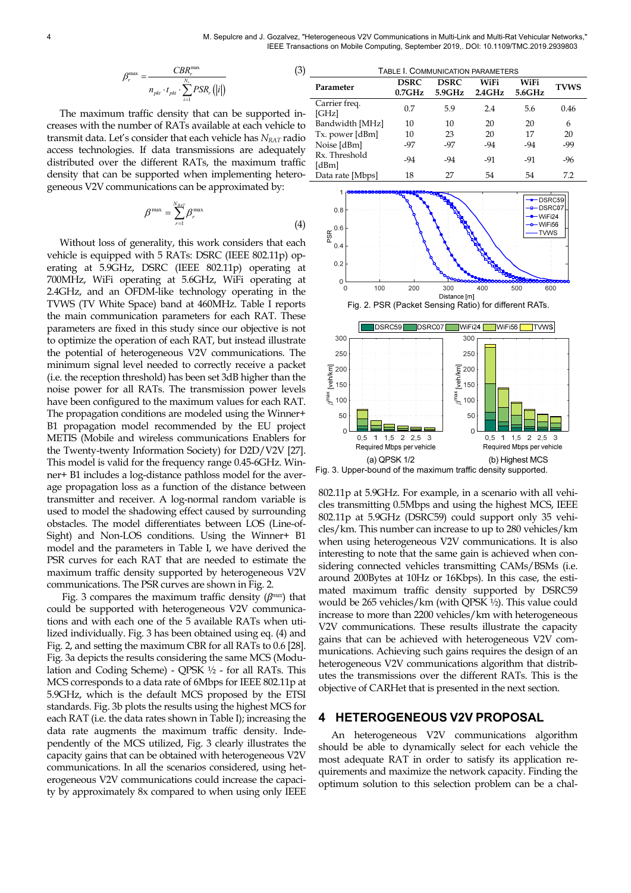$$\beta_r^{max} = \frac{CBR_r^{max}}{n_{pkt} \cdot t_{pkt} \cdot \sum_{i=1}^{N_r} PSR_r(|i|)} \tag{3}$$

The maximum traffic density that can be supported increases with the number of RATs available at each vehicle to transmit data. Let's consider that each vehicle has $N_{RAT}$ radio access technologies. If data transmissions are adequately distributed over the different RATs, the maximum traffic density that can be supported when implementing heterogeneous V2V communications can be approximated by:

$$\beta^{max} = \sum_{r=1}^{N_{RAT}} \beta_r^{max} \tag{4}$$

Without loss of generality, this work considers that each vehicle is equipped with 5 RATs: DSRC (IEEE 802.11p) operating at 5.9GHz, DSRC (IEEE 802.11p) operating at 700MHz, WiFi operating at 5.6GHz, WiFi operating at 2.4GHz, and an OFDM-like technology operating in the TVWS (TV White Space) band at 460MHz. Table I reports the main communication parameters for each RAT. These parameters are fixed in this study since our objective is not to optimize the operation of each RAT, but instead illustrate the potential of heterogeneous V2V communications. The minimum signal level needed to correctly receive a packet (i.e. the reception threshold) has been set 3dB higher than the noise power for all RATs. The transmission power levels have been configured to the maximum values for each RAT. The propagation conditions are modeled using the Winner+ B1 propagation model recommended by the EU project METIS (Mobile and wireless communications Enablers for the Twenty-twenty Information Society) for D2D/V2V [27]. This model is valid for the frequency range 0.45-6GHz. Winner+ B1 includes a log-distance pathloss model for the average propagation loss as a function of the distance between transmitter and receiver. A log-normal random variable is used to model the shadowing effect caused by surrounding obstacles. The model differentiates between LOS (Line-of-Sight) and Non-LOS conditions. Using the Winner+ B1 model and the parameters in Table I, we have derived the PSR curves for each RAT that are needed to estimate the maximum traffic density supported by heterogeneous V2V communications. The PSR curves are shown in Fig. 2.

Fig. 3 compares the maximum traffic density ($\beta^{max}$) that could be supported with heterogeneous V2V communications and with each one of the 5 available RATs when utilized individually. Fig. 3 has been obtained using eq. (4) and Fig. 2, and setting the maximum CBR for all RATs to 0.6 [28]. Fig. 3a depicts the results considering the same MCS (Modulation and Coding Scheme) - QPSK ½ - for all RATs. This MCS corresponds to a data rate of 6Mbps for IEEE 802.11p at 5.9GHz, which is the default MCS proposed by the ETSI standards. Fig. 3b plots the results using the highest MCS for each RAT (i.e. the data rates shown in Table I); increasing the data rate augments the maximum traffic density. Independently of the MCS utilized, Fig. 3 clearly illustrates the capacity gains that can be obtained with heterogeneous V2V communications. In all the scenarios considered, using heterogeneous V2V communications could increase the capacity by approximately 8x compared to when using only IEEE 802.11p at 5.9GHz. For example, in a scenario with all vehicles transmitting 0.5Mbps and using the highest MCS, IEEE 802.11p at 5.9GHz (DSRC59) could support only 35 vehicles/km. This number can increase to up to 280 vehicles/km when using heterogeneous V2V communications. It is also interesting to note that the same gain is achieved when considering connected vehicles transmitting CAMs/BSMs (i.e. around 200Bytes at 10Hz or 16Kbps). In this case, the estimated maximum traffic density supported by DSRC59 would be 265 vehicles/km (with QPSK ½). This value could increase to more than 2200 vehicles/km with heterogeneous V2V communications. These results illustrate the capacity gains that can be achieved with heterogeneous V2V communications. Achieving such gains requires the design of an heterogeneous V2V communications algorithm that distributes the transmissions over the different RATs. This is the objective of CARHet that is presented in the next section.

TABLE I. COMMUNICATION PARAMETERS

| Parameter | DSRC 0.7GHz | DSRC 5.9GHz | WiFi 2.4GHz | WiFi 5.6GHz | TVWS |
|---|---|---|---|---|---|
| Carrier freq. [GHz] | 0.7 | 5.9 | 2.4 | 5.6 | 0.46 |
| Bandwidth [MHz] | 10 | 10 | 20 | 20 | 6 |
| Tx. power [dBm] | 10 | 23 | 20 | 17 | 20 |
| Noise [dBm] | -97 | -97 | -94 | -94 | -99 |
| Rx. Threshold [dBm] | -94 | -94 | -91 | -91 | -96 |
| Data rate [Mbps] | 18 | 27 | 54 | 54 | 7.2 |

Fig. 2. PSR (Packet Sensing Ratio) for different RATs.

Fig. 3. Upper-bound of the maximum traffic density supported. (a) QPSK 1/2 (b) Highest MCS

## 4 HETEROGENEOUS V2V PROPOSAL

An heterogeneous V2V communications algorithm should be able to dynamically select for each vehicle the most adequate RAT in order to satisfy its application requirements and maximize the network capacity. Finding the optimum solution to this selection problem can be a chal-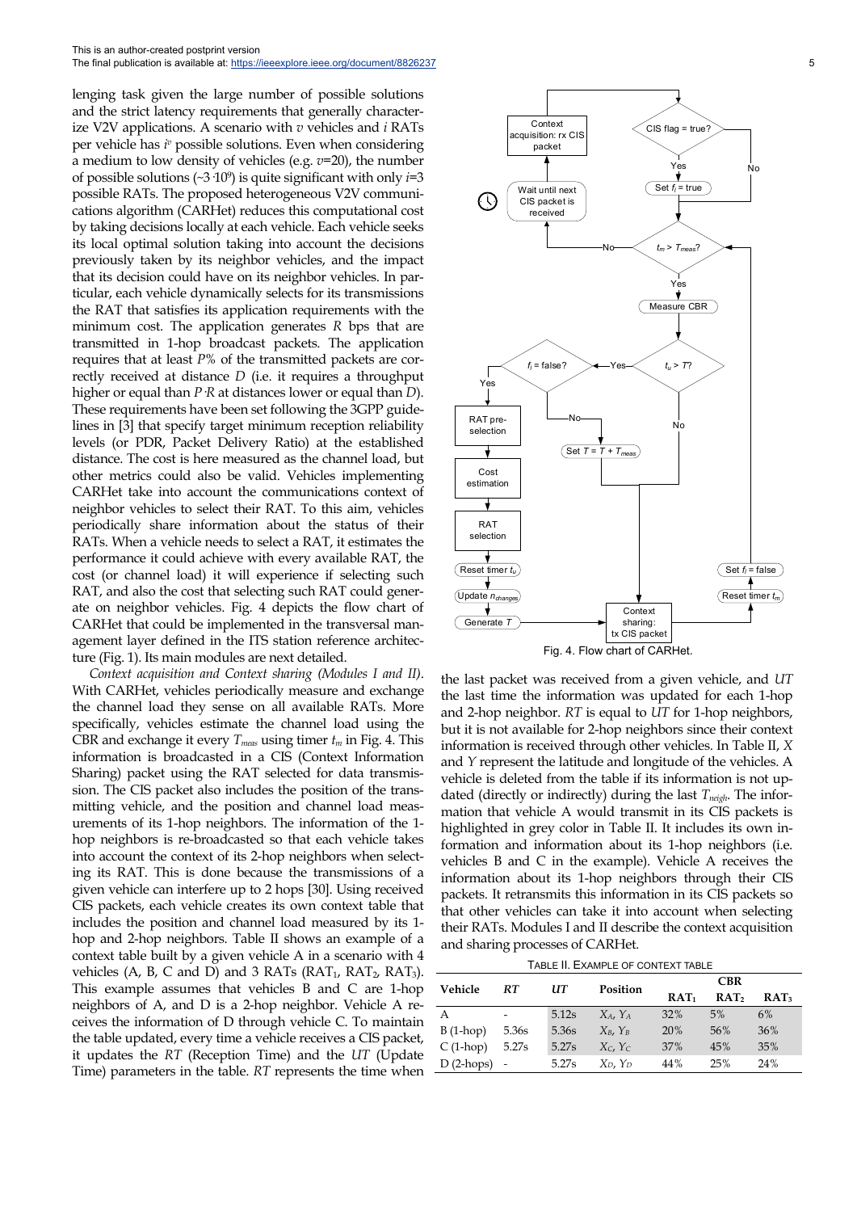lenging task given the large number of possible solutions and the strict latency requirements that generally characterize V2V applications. A scenario with $v$ vehicles and $i$ RATs per vehicle has $i^v$ possible solutions. Even when considering a medium to low density of vehicles (e.g. $v$=20), the number of possible solutions (~$3 \cdot 10^9$) is quite significant with only $i$=3 possible RATs. The proposed heterogeneous V2V communications algorithm (CARHet) reduces this computational cost by taking decisions locally at each vehicle. Each vehicle seeks its local optimal solution taking into account the decisions previously taken by its neighbor vehicles, and the impact that its decision could have on its neighbor vehicles. In particular, each vehicle dynamically selects for its transmissions the RAT that satisfies its application requirements with the minimum cost. The application generates $R$ bps that are transmitted in 1-hop broadcast packets. The application requires that at least $P$% of the transmitted packets are correctly received at distance $D$ (i.e. it requires a throughput higher or equal than $P \cdot R$ at distances lower or equal than $D$). These requirements have been set following the 3GPP guidelines in [3] that specify target minimum reception reliability levels (or PDR, Packet Delivery Ratio) at the established distance. The cost is here measured as the channel load, but other metrics could also be valid. Vehicles implementing CARHet take into account the communications context of neighbor vehicles to select their RAT. To this aim, vehicles periodically share information about the status of their RATs. When a vehicle needs to select a RAT, it estimates the performance it could achieve with every available RAT, the cost (or channel load) it will experience if selecting such RAT, and also the cost that selecting such RAT could generate on neighbor vehicles. Fig. 4 depicts the flow chart of CARHet that could be implemented in the transversal management layer defined in the ITS station reference architecture (Fig. 1). Its main modules are next detailed.

Fig. 4. Flow chart of CARHet.

*Context acquisition and Context sharing (Modules I and II).* With CARHet, vehicles periodically measure and exchange the channel load they sense on all available RATs. More specifically, vehicles estimate the channel load using the CBR and exchange it every $T_{meas}$ using timer $t_m$ in Fig. 4. This information is broadcasted in a CIS (Context Information Sharing) packet using the RAT selected for data transmission. The CIS packet also includes the position of the transmitting vehicle, and the position and channel load measurements of its 1-hop neighbors. The information of the 1-hop neighbors is re-broadcasted so that each vehicle takes into account the context of its 2-hop neighbors when selecting its RAT. This is done because the transmissions of a given vehicle can interfere up to 2 hops [30]. Using received CIS packets, each vehicle creates its own context table that includes the position and channel load measured by its 1-hop and 2-hop neighbors. Table II shows an example of a context table built by a given vehicle A in a scenario with 4 vehicles (A, B, C and D) and 3 RATs ($RAT_1$, $RAT_2$, $RAT_3$). This example assumes that vehicles B and C are 1-hop neighbors of A, and D is a 2-hop neighbor. Vehicle A receives the information of D through vehicle C. To maintain the table updated, every time a vehicle receives a CIS packet, it updates the $RT$ (Reception Time) and the $UT$ (Update Time) parameters in the table. $RT$ represents the time when the last packet was received from a given vehicle, and $UT$ the last time the information was updated for each 1-hop and 2-hop neighbor. $RT$ is equal to $UT$ for 1-hop neighbors, but it is not available for 2-hop neighbors since their context information is received through other vehicles. In Table II, $X$ and $Y$ represent the latitude and longitude of the vehicles. A vehicle is deleted from the table if its information is not updated (directly or indirectly) during the last $T_{neigh}$. The information that vehicle A would transmit in its CIS packets is highlighted in grey color in Table II. It includes its own information and information about its 1-hop neighbors (i.e. vehicles B and C in the example). Vehicle A receives the information about its 1-hop neighbors through their CIS packets. It retransmits this information in its CIS packets so that other vehicles can take it into account when selecting their RATs. Modules I and II describe the context acquisition and sharing processes of CARHet.

TABLE II. EXAMPLE OF CONTEXT TABLE

| Vehicle | RT | UT | Position | CBR | | |
|---|---|---|---|---|---|---|
| | | | | $RAT_1$ | $RAT_2$ | $RAT_3$ |
| A | - | 5.12s | $X_A$, $Y_A$ | 32% | 5% | 6% |
| B (1-hop) | 5.36s | 5.36s | $X_B$, $Y_B$ | 20% | 56% | 36% |
| C (1-hop) | 5.27s | 5.27s | $X_C$, $Y_C$ | 37% | 45% | 35% |
| D (2-hops) | - | 5.27s | $X_D$, $Y_D$ | 44% | 25% | 24% |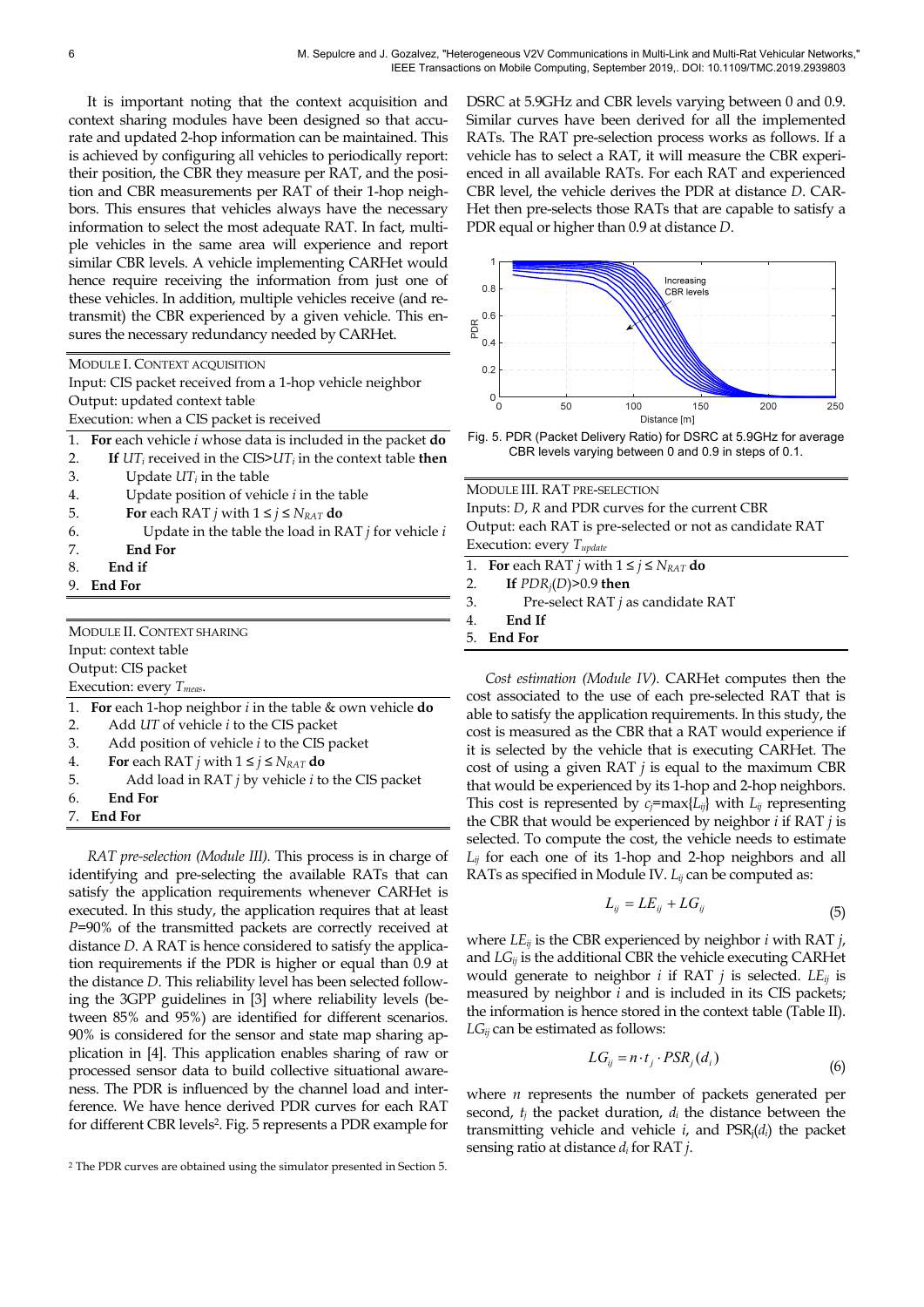It is important noting that the context acquisition and context sharing modules have been designed so that accurate and updated 2-hop information can be maintained. This is achieved by configuring all vehicles to periodically report: their position, the CBR they measure per RAT, and the position and CBR measurements per RAT of their 1-hop neighbors. This ensures that vehicles always have the necessary information to select the most adequate RAT. In fact, multiple vehicles in the same area will experience and report similar CBR levels. A vehicle implementing CARHet would hence require receiving the information from just one of these vehicles. In addition, multiple vehicles receive (and retransmit) the CBR experienced by a given vehicle. This ensures the necessary redundancy needed by CARHet.

MODULE I. CONTEXT ACQUISITION
Input: CIS packet received from a 1-hop vehicle neighbor
Output: updated context table
Execution: when a CIS packet is received

1. **For** each vehicle $i$ whose data is included in the packet **do**
2. **If** $UT_i$ received in the CIS>$UT_i$ in the context table **then**
3. Update $UT_i$ in the table
4. Update position of vehicle $i$ in the table
5. **For** each RAT $j$ with $1 \leq j \leq N_{RAT}$ **do**
6. Update in the table the load in RAT $j$ for vehicle $i$
7. **End For**
8. **End if**
9. **End For**

MODULE II. CONTEXT SHARING
Input: context table
Output: CIS packet
Execution: every $T_{meas}$.

1. **For** each 1-hop neighbor $i$ in the table & own vehicle **do**
2. Add $UT$ of vehicle $i$ to the CIS packet
3. Add position of vehicle $i$ to the CIS packet
4. **For** each RAT $j$ with $1 \leq j \leq N_{RAT}$ **do**
5. Add load in RAT $j$ by vehicle $i$ to the CIS packet
6. **End For**
7. **End For**

*RAT pre-selection (Module III).* This process is in charge of identifying and pre-selecting the available RATs that can satisfy the application requirements whenever CARHet is executed. In this study, the application requires that at least $P$=90% of the transmitted packets are correctly received at distance $D$. A RAT is hence considered to satisfy the application requirements if the PDR is higher or equal than 0.9 at the distance $D$. This reliability level has been selected following the 3GPP guidelines in [3] where reliability levels (between 85% and 95%) are identified for different scenarios. 90% is considered for the sensor and state map sharing application in [4]. This application enables sharing of raw or processed sensor data to build collective situational awareness. The PDR is influenced by the channel load and interference. We have hence derived PDR curves for each RAT for different CBR levels[2]. Fig. 5 represents a PDR example for DSRC at 5.9GHz and CBR levels varying between 0 and 0.9. Similar curves have been derived for all the implemented RATs. The RAT pre-selection process works as follows. If a vehicle has to select a RAT, it will measure the CBR experienced in all available RATs. For each RAT and experienced CBR level, the vehicle derives the PDR at distance $D$. CARHet then pre-selects those RATs that are capable to satisfy a PDR equal or higher than 0.9 at distance $D$.

Fig. 5. PDR (Packet Delivery Ratio) for DSRC at 5.9GHz for average CBR levels varying between 0 and 0.9 in steps of 0.1.

MODULE III. RAT PRE-SELECTION
Inputs: $D$, $R$ and PDR curves for the current CBR
Output: each RAT is pre-selected or not as candidate RAT
Execution: every $T_{update}$

1. **For** each RAT $j$ with $1 \leq j \leq N_{RAT}$ **do**
2. **If** $PDR_j(D)$>0.9 **then**
3. Pre-select RAT $j$ as candidate RAT
4. **End If**
5. **End For**

*Cost estimation (Module IV).* CARHet computes then the cost associated to the use of each pre-selected RAT that is able to satisfy the application requirements. In this study, the cost is measured as the CBR that a RAT would experience if it is selected by the vehicle that is executing CARHet. The cost of using a given RAT $j$ is equal to the maximum CBR that would be experienced by its 1-hop and 2-hop neighbors. This cost is represented by $c_j$=max{$L_{ij}$} with $L_{ij}$ representing the CBR that would be experienced by neighbor $i$ if RAT $j$ is selected. To compute the cost, the vehicle needs to estimate $L_{ij}$ for each one of its 1-hop and 2-hop neighbors and all RATs as specified in Module IV. $L_{ij}$ can be computed as:

$$L_{ij} = LE_{ij} + LG_{ij} \tag{5}$$

where $LE_{ij}$ is the CBR experienced by neighbor $i$ with RAT $j$, and $LG_{ij}$ is the additional CBR the vehicle executing CARHet would generate to neighbor $i$ if RAT $j$ is selected. $LE_{ij}$ is measured by neighbor $i$ and is included in its CIS packets; the information is hence stored in the context table (Table II). $LG_{ij}$ can be estimated as follows:

$$LG_{ij} = n \cdot t_j \cdot PSR_j(d_i) \tag{6}$$

where $n$ represents the number of packets generated per second, $t_j$ the packet duration, $d_i$ the distance between the transmitting vehicle and vehicle $i$, and $PSR_j(d_i)$ the packet sensing ratio at distance $d_i$ for RAT $j$.

[2] The PDR curves are obtained using the simulator presented in Section 5.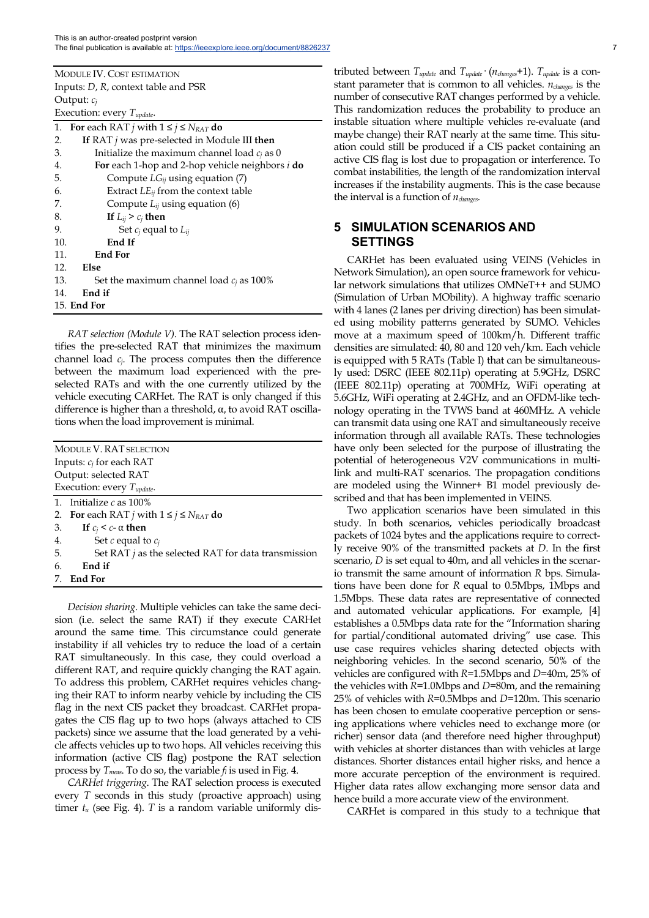MODULE IV. COST ESTIMATION
Inputs: $D$, $R$, context table and PSR
Output: $c_j$
Execution: every $T_{update}$.

```
1.  For each RAT j with 1 ≤ j ≤ N_RAT do
2.    If RAT j was pre-selected in Module III then
3.      Initialize the maximum channel load c_j as 0
4.      For each 1-hop and 2-hop vehicle neighbors i do
5.        Compute LG_ij using equation (7)
6.        Extract LE_ij from the context table
7.        Compute L_ij using equation (6)
8.        If L_ij > c_j then
9.          Set c_j equal to L_ij
10.       End If
11.     End For
12.   Else
13.     Set the maximum channel load c_j as 100%
14.   End if
15. End For
```

*RAT selection (Module V)*. The RAT selection process identifies the pre-selected RAT that minimizes the maximum channel load $c_j$. The process computes then the difference between the maximum load experienced with the pre-selected RATs and with the one currently utilized by the vehicle executing CARHet. The RAT is only changed if this difference is higher than a threshold, α, to avoid RAT oscillations when the load improvement is minimal.

MODULE V. RAT SELECTION
Inputs: $c_j$ for each RAT
Output: selected RAT
Execution: every $T_{update}$.

```
1. Initialize c as 100%
2. For each RAT j with 1 ≤ j ≤ N_RAT do
3.   If c_j < c- α then
4.     Set c equal to c_j
5.     Set RAT j as the selected RAT for data transmission
6.   End if
7. End For
```

*Decision sharing*. Multiple vehicles can take the same decision (i.e. select the same RAT) if they execute CARHet around the same time. This circumstance could generate instability if all vehicles try to reduce the load of a certain RAT simultaneously. In this case, they could overload a different RAT, and require quickly changing the RAT again. To address this problem, CARHet requires vehicles changing their RAT to inform nearby vehicle by including the CIS flag in the next CIS packet they broadcast. CARHet propagates the CIS flag up to two hops (always attached to CIS packets) since we assume that the load generated by a vehicle affects vehicles up to two hops. All vehicles receiving this information (active CIS flag) postpone the RAT selection process by $T_{meas}$. To do so, the variable $f_l$ is used in Fig. 4.

*CARHet triggering*. The RAT selection process is executed every $T$ seconds in this study (proactive approach) using timer $t_u$ (see Fig. 4). $T$ is a random variable uniformly distributed between $T_{update}$ and $T_{update} \cdot (n_{changes}+1)$. $T_{update}$ is a constant parameter that is common to all vehicles. $n_{changes}$ is the number of consecutive RAT changes performed by a vehicle. This randomization reduces the probability to produce an instable situation where multiple vehicles re-evaluate (and maybe change) their RAT nearly at the same time. This situation could still be produced if a CIS packet containing an active CIS flag is lost due to propagation or interference. To combat instabilities, the length of the randomization interval increases if the instability augments. This is the case because the interval is a function of $n_{changes}$.

# 5 SIMULATION SCENARIOS AND SETTINGS

CARHet has been evaluated using VEINS (Vehicles in Network Simulation), an open source framework for vehicular network simulations that utilizes OMNeT++ and SUMO (Simulation of Urban MObility). A highway traffic scenario with 4 lanes (2 lanes per driving direction) has been simulated using mobility patterns generated by SUMO. Vehicles move at a maximum speed of 100km/h. Different traffic densities are simulated: 40, 80 and 120 veh/km. Each vehicle is equipped with 5 RATs (Table I) that can be simultaneously used: DSRC (IEEE 802.11p) operating at 5.9GHz, DSRC (IEEE 802.11p) operating at 700MHz, WiFi operating at 5.6GHz, WiFi operating at 2.4GHz, and an OFDM-like technology operating in the TVWS band at 460MHz. A vehicle can transmit data using one RAT and simultaneously receive information through all available RATs. These technologies have only been selected for the purpose of illustrating the potential of heterogeneous V2V communications in multi-link and multi-RAT scenarios. The propagation conditions are modeled using the Winner+ B1 model previously described and that has been implemented in VEINS.

Two application scenarios have been simulated in this study. In both scenarios, vehicles periodically broadcast packets of 1024 bytes and the applications require to correctly receive 90% of the transmitted packets at $D$. In the first scenario, $D$ is set equal to 40m, and all vehicles in the scenario transmit the same amount of information $R$ bps. Simulations have been done for $R$ equal to 0.5Mbps, 1Mbps and 1.5Mbps. These data rates are representative of connected and automated vehicular applications. For example, [4] establishes a 0.5Mbps data rate for the "Information sharing for partial/conditional automated driving" use case. This use case requires vehicles sharing detected objects with neighboring vehicles. In the second scenario, 50% of the vehicles are configured with $R$=1.5Mbps and $D$=40m, 25% of the vehicles with $R$=1.0Mbps and $D$=80m, and the remaining 25% of vehicles with $R$=0.5Mbps and $D$=120m. This scenario has been chosen to emulate cooperative perception or sensing applications where vehicles need to exchange more (or richer) sensor data (and therefore need higher throughput) with vehicles at shorter distances than with vehicles at large distances. Shorter distances entail higher risks, and hence a more accurate perception of the environment is required. Higher data rates allow exchanging more sensor data and hence build a more accurate view of the environment.

CARHet is compared in this study to a technique that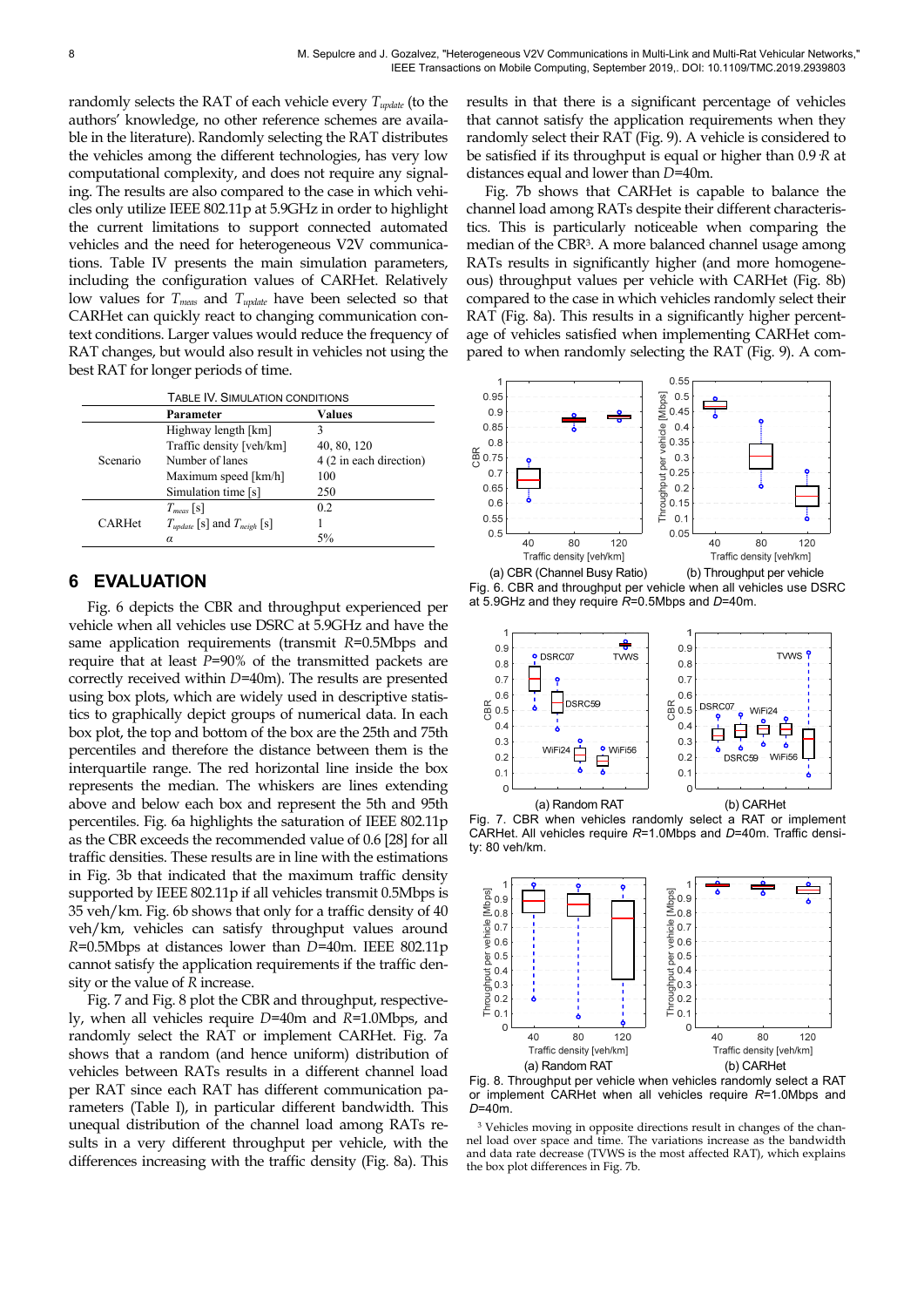randomly selects the RAT of each vehicle every $T_{update}$ (to the authors' knowledge, no other reference schemes are available in the literature). Randomly selecting the RAT distributes the vehicles among the different technologies, has very low computational complexity, and does not require any signaling. The results are also compared to the case in which vehicles only utilize IEEE 802.11p at 5.9GHz in order to highlight the current limitations to support connected automated vehicles and the need for heterogeneous V2V communications. Table IV presents the main simulation parameters, including the configuration values of CARHet. Relatively low values for $T_{meas}$ and $T_{update}$ have been selected so that CARHet can quickly react to changing communication context conditions. Larger values would reduce the frequency of RAT changes, but would also result in vehicles not using the best RAT for longer periods of time.

TABLE IV. SIMULATION CONDITIONS

| | Parameter | Values |
|---|---|---|
| Scenario | Highway length [km] | 3 |
| | Traffic density [veh/km] | 40, 80, 120 |
| | Number of lanes | 4 (2 in each direction) |
| | Maximum speed [km/h] | 100 |
| | Simulation time [s] | 250 |
| CARHet | $T_{meas}$ [s] | 0.2 |
| | $T_{update}$ [s] and $T_{neigh}$ [s] | 1 |
| | $\alpha$ | 5% |

## 6 EVALUATION

Fig. 6 depicts the CBR and throughput experienced per vehicle when all vehicles use DSRC at 5.9GHz and have the same application requirements (transmit $R$=0.5Mbps and require that at least $P$=90% of the transmitted packets are correctly received within $D$=40m). The results are presented using box plots, which are widely used in descriptive statistics to graphically depict groups of numerical data. In each box plot, the top and bottom of the box are the 25th and 75th percentiles and therefore the distance between them is the interquartile range. The red horizontal line inside the box represents the median. The whiskers are lines extending above and below each box and represent the 5th and 95th percentiles. Fig. 6a highlights the saturation of IEEE 802.11p as the CBR exceeds the recommended value of 0.6 [28] for all traffic densities. These results are in line with the estimations in Fig. 3b that indicated that the maximum traffic density supported by IEEE 802.11p if all vehicles transmit 0.5Mbps is 35 veh/km. Fig. 6b shows that only for a traffic density of 40 veh/km, vehicles can satisfy throughput values around $R$=0.5Mbps at distances lower than $D$=40m. IEEE 802.11p cannot satisfy the application requirements if the traffic density or the value of $R$ increase.

Fig. 7 and Fig. 8 plot the CBR and throughput, respectively, when all vehicles require $D$=40m and $R$=1.0Mbps, and randomly select the RAT or implement CARHet. Fig. 7a shows that a random (and hence uniform) distribution of vehicles between RATs results in a different channel load per RAT since each RAT has different communication parameters (Table I), in particular different bandwidth. This unequal distribution of the channel load among RATs results in a very different throughput per vehicle, with the differences increasing with the traffic density (Fig. 8a). This results in that there is a significant percentage of vehicles that cannot satisfy the application requirements when they randomly select their RAT (Fig. 9). A vehicle is considered to be satisfied if its throughput is equal or higher than $0.9 \cdot R$ at distances equal and lower than $D$=40m.

Fig. 7b shows that CARHet is capable to balance the channel load among RATs despite their different characteristics. This is particularly noticeable when comparing the median of the CBR[3]. A more balanced channel usage among RATs results in significantly higher (and more homogeneous) throughput values per vehicle with CARHet (Fig. 8b) compared to the case in which vehicles randomly select their RAT (Fig. 8a). This results in a significantly higher percentage of vehicles satisfied when implementing CARHet compared to when randomly selecting the RAT (Fig. 9). A com-

(a) CBR (Channel Busy Ratio) (b) Throughput per vehicle

Fig. 6. CBR and throughput per vehicle when all vehicles use DSRC at 5.9GHz and they require $R$=0.5Mbps and $D$=40m.

(a) Random RAT (b) CARHet

Fig. 7. CBR when vehicles randomly select a RAT or implement CARHet. All vehicles require $R$=1.0Mbps and $D$=40m. Traffic density: 80 veh/km.

(a) Random RAT (b) CARHet

Fig. 8. Throughput per vehicle when vehicles randomly select a RAT or implement CARHet when all vehicles require $R$=1.0Mbps and $D$=40m.

[3] Vehicles moving in opposite directions result in changes of the channel load over space and time. The variations increase as the bandwidth and data rate decrease (TVWS is the most affected RAT), which explains the box plot differences in Fig. 7b.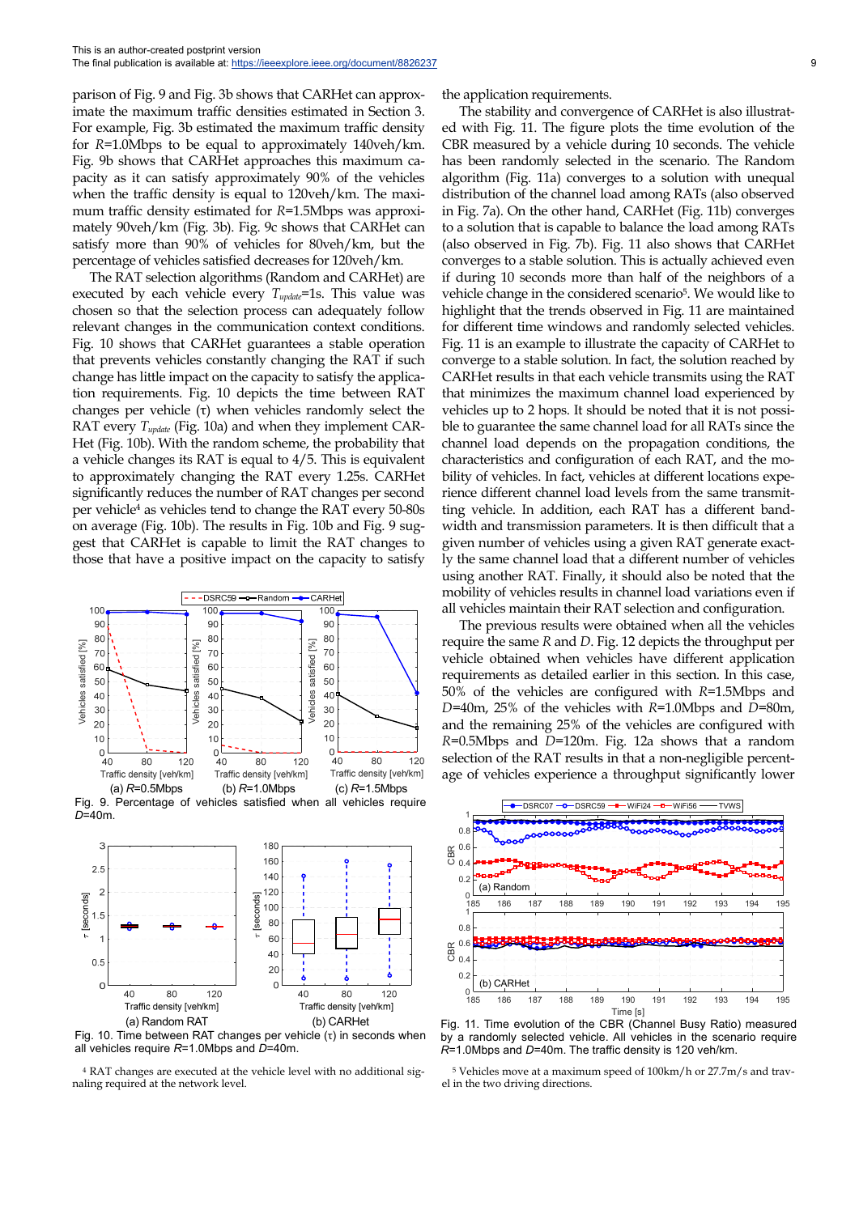parison of Fig. 9 and Fig. 3b shows that CARHet can approximate the maximum traffic densities estimated in Section 3. For example, Fig. 3b estimated the maximum traffic density for $R$=1.0Mbps to be equal to approximately 140veh/km. Fig. 9b shows that CARHet approaches this maximum capacity as it can satisfy approximately 90% of the vehicles when the traffic density is equal to 120veh/km. The maximum traffic density estimated for $R$=1.5Mbps was approximately 90veh/km (Fig. 3b). Fig. 9c shows that CARHet can satisfy more than 90% of vehicles for 80veh/km, but the percentage of vehicles satisfied decreases for 120veh/km.

The RAT selection algorithms (Random and CARHet) are executed by each vehicle every $T_{update}$=1s. This value was chosen so that the selection process can adequately follow relevant changes in the communication context conditions. Fig. 10 shows that CARHet guarantees a stable operation that prevents vehicles constantly changing the RAT if such change has little impact on the capacity to satisfy the application requirements. Fig. 10 depicts the time between RAT changes per vehicle (τ) when vehicles randomly select the RAT every $T_{update}$ (Fig. 10a) and when they implement CARHet (Fig. 10b). With the random scheme, the probability that a vehicle changes its RAT is equal to 4/5. This is equivalent to approximately changing the RAT every 1.25s. CARHet significantly reduces the number of RAT changes per second per vehicle[4] as vehicles tend to change the RAT every 50-80s on average (Fig. 10b). The results in Fig. 10b and Fig. 9 suggest that CARHet is capable to limit the RAT changes to those that have a positive impact on the capacity to satisfy the application requirements.

Fig. 9. Percentage of vehicles satisfied when all vehicles require $D$=40m.

Fig. 10. Time between RAT changes per vehicle (τ) in seconds when all vehicles require $R$=1.0Mbps and $D$=40m.

The stability and convergence of CARHet is also illustrated with Fig. 11. The figure plots the time evolution of the CBR measured by a vehicle during 10 seconds. The vehicle has been randomly selected in the scenario. The Random algorithm (Fig. 11a) converges to a solution with unequal distribution of the channel load among RATs (also observed in Fig. 7a). On the other hand, CARHet (Fig. 11b) converges to a solution that is capable to balance the load among RATs (also observed in Fig. 7b). Fig. 11 also shows that CARHet converges to a stable solution. This is actually achieved even if during 10 seconds more than half of the neighbors of a vehicle change in the considered scenario[5]. We would like to highlight that the trends observed in Fig. 11 are maintained for different time windows and randomly selected vehicles. Fig. 11 is an example to illustrate the capacity of CARHet to converge to a stable solution. In fact, the solution reached by CARHet results in that each vehicle transmits using the RAT that minimizes the maximum channel load experienced by vehicles up to 2 hops. It should be noted that it is not possible to guarantee the same channel load for all RATs since the channel load depends on the propagation conditions, the characteristics and configuration of each RAT, and the mobility of vehicles. In fact, vehicles at different locations experience different channel load levels from the same transmitting vehicle. In addition, each RAT has a different bandwidth and transmission parameters. It is then difficult that a given number of vehicles using a given RAT generate exactly the same channel load that a different number of vehicles using another RAT. Finally, it should also be noted that the mobility of vehicles results in channel load variations even if all vehicles maintain their RAT selection and configuration.

The previous results were obtained when all the vehicles require the same $R$ and $D$. Fig. 12 depicts the throughput per vehicle obtained when vehicles have different application requirements as detailed earlier in this section. In this case, 50% of the vehicles are configured with $R$=1.5Mbps and $D$=40m, 25% of the vehicles with $R$=1.0Mbps and $D$=80m, and the remaining 25% of the vehicles are configured with $R$=0.5Mbps and $D$=120m. Fig. 12a shows that a random selection of the RAT results in that a non-negligible percentage of vehicles experience a throughput significantly lower

Fig. 11. Time evolution of the CBR (Channel Busy Ratio) measured by a randomly selected vehicle. All vehicles in the scenario require $R$=1.0Mbps and $D$=40m. The traffic density is 120 veh/km.

[4] RAT changes are executed at the vehicle level with no additional signaling required at the network level.

[5] Vehicles move at a maximum speed of 100km/h or 27.7m/s and travel in the two driving directions.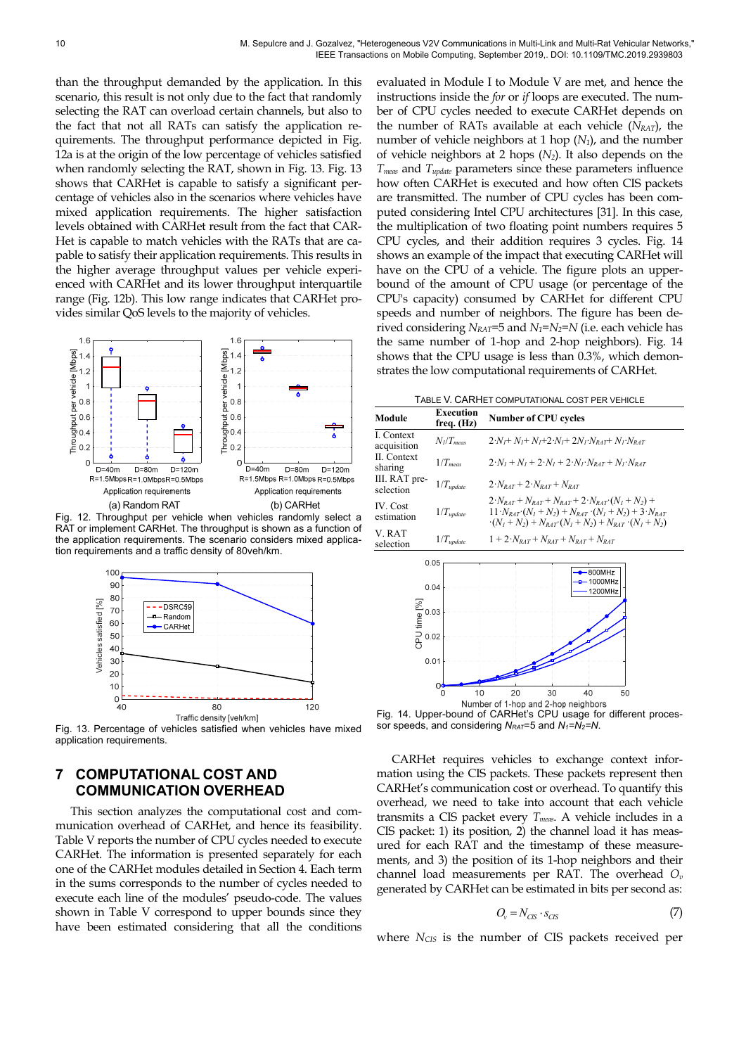than the throughput demanded by the application. In this scenario, this result is not only due to the fact that randomly selecting the RAT can overload certain channels, but also to the fact that not all RATs can satisfy the application requirements. The throughput performance depicted in Fig. 12a is at the origin of the low percentage of vehicles satisfied when randomly selecting the RAT, shown in Fig. 13. Fig. 13 shows that CARHet is capable to satisfy a significant percentage of vehicles also in the scenarios where vehicles have mixed application requirements. The higher satisfaction levels obtained with CARHet result from the fact that CARHet is capable to match vehicles with the RATs that are capable to satisfy their application requirements. This results in the higher average throughput values per vehicle experienced with CARHet and its lower throughput interquartile range (Fig. 12b). This low range indicates that CARHet provides similar QoS levels to the majority of vehicles.

Fig. 12. Throughput per vehicle when vehicles randomly select a RAT or implement CARHet. The throughput is shown as a function of the application requirements. The scenario considers mixed application requirements and a traffic density of 80veh/km.

Fig. 13. Percentage of vehicles satisfied when vehicles have mixed application requirements.

## 7 Computational Cost and Communication Overhead

This section analyzes the computational cost and communication overhead of CARHet, and hence its feasibility. Table V reports the number of CPU cycles needed to execute CARHet. The information is presented separately for each one of the CARHet modules detailed in Section 4. Each term in the sums corresponds to the number of cycles needed to execute each line of the modules' pseudo-code. The values shown in Table V correspond to upper bounds since they have been estimated considering that all the conditions evaluated in Module I to Module V are met, and hence the instructions inside the *for* or *if* loops are executed. The number of CPU cycles needed to execute CARHet depends on the number of RATs available at each vehicle ($N_{RAT}$), the number of vehicle neighbors at 1 hop ($N_1$), and the number of vehicle neighbors at 2 hops ($N_2$). It also depends on the $T_{meas}$ and $T_{update}$ parameters since these parameters influence how often CARHet is executed and how often CIS packets are transmitted. The number of CPU cycles has been computed considering Intel CPU architectures [31]. In this case, the multiplication of two floating point numbers requires 5 CPU cycles, and their addition requires 3 cycles. Fig. 14 shows an example of the impact that executing CARHet will have on the CPU of a vehicle. The figure plots an upper-bound of the amount of CPU usage (or percentage of the CPU's capacity) consumed by CARHet for different CPU speeds and number of neighbors. The figure has been derived considering $N_{RAT}$=5 and $N_1$=$N_2$=$N$ (i.e. each vehicle has the same number of 1-hop and 2-hop neighbors). Fig. 14 shows that the CPU usage is less than 0.3%, which demonstrates the low computational requirements of CARHet.

TABLE V. CARHet computational cost per vehicle

| Module | Execution freq. (Hz) | Number of CPU cycles |
|---|---|---|
| I. Context acquisition | $N_1/T_{meas}$ | $2{\cdot}N_1+N_1+N_1+2{\cdot}N_1+2N_1{\cdot}N_{RAT}+N_1{\cdot}N_{RAT}$ |
| II. Context sharing | $1/T_{meas}$ | $2{\cdot}N_1+N_1+2{\cdot}N_1+2{\cdot}N_1{\cdot}N_{RAT}+N_1{\cdot}N_{RAT}$ |
| III. RAT pre-selection | $1/T_{update}$ | $2{\cdot}N_{RAT}+2{\cdot}N_{RAT}+N_{RAT}$ |
| IV. Cost estimation | $1/T_{update}$ | $2{\cdot}N_{RAT}+N_{RAT}+N_{RAT}+2{\cdot}N_{RAT}{\cdot}(N_1+N_2)+11{\cdot}N_{RAT}{\cdot}(N_1+N_2)+N_{RAT}{\cdot}(N_1+N_2)+3{\cdot}N_{RAT}{\cdot}(N_1+N_2)+N_{RAT}{\cdot}(N_1+N_2)+N_{RAT}{\cdot}(N_1+N_2)$ |
| V. RAT selection | $1/T_{update}$ | $1+2{\cdot}N_{RAT}+N_{RAT}+N_{RAT}+N_{RAT}$ |

Fig. 14. Upper-bound of CARHet's CPU usage for different processor speeds, and considering $N_{RAT}$=5 and $N_1$=$N_2$=$N$.

CARHet requires vehicles to exchange context information using the CIS packets. These packets represent then CARHet's communication cost or overhead. To quantify this overhead, we need to take into account that each vehicle transmits a CIS packet every $T_{meas}$. A vehicle includes in a CIS packet: 1) its position, 2) the channel load it has measured for each RAT and the timestamp of these measurements, and 3) the position of its 1-hop neighbors and their channel load measurements per RAT. The overhead $O_v$ generated by CARHet can be estimated in bits per second as:

$$O_v = N_{CIS} \cdot s_{CIS} \tag{7}$$

where $N_{CIS}$ is the number of CIS packets received per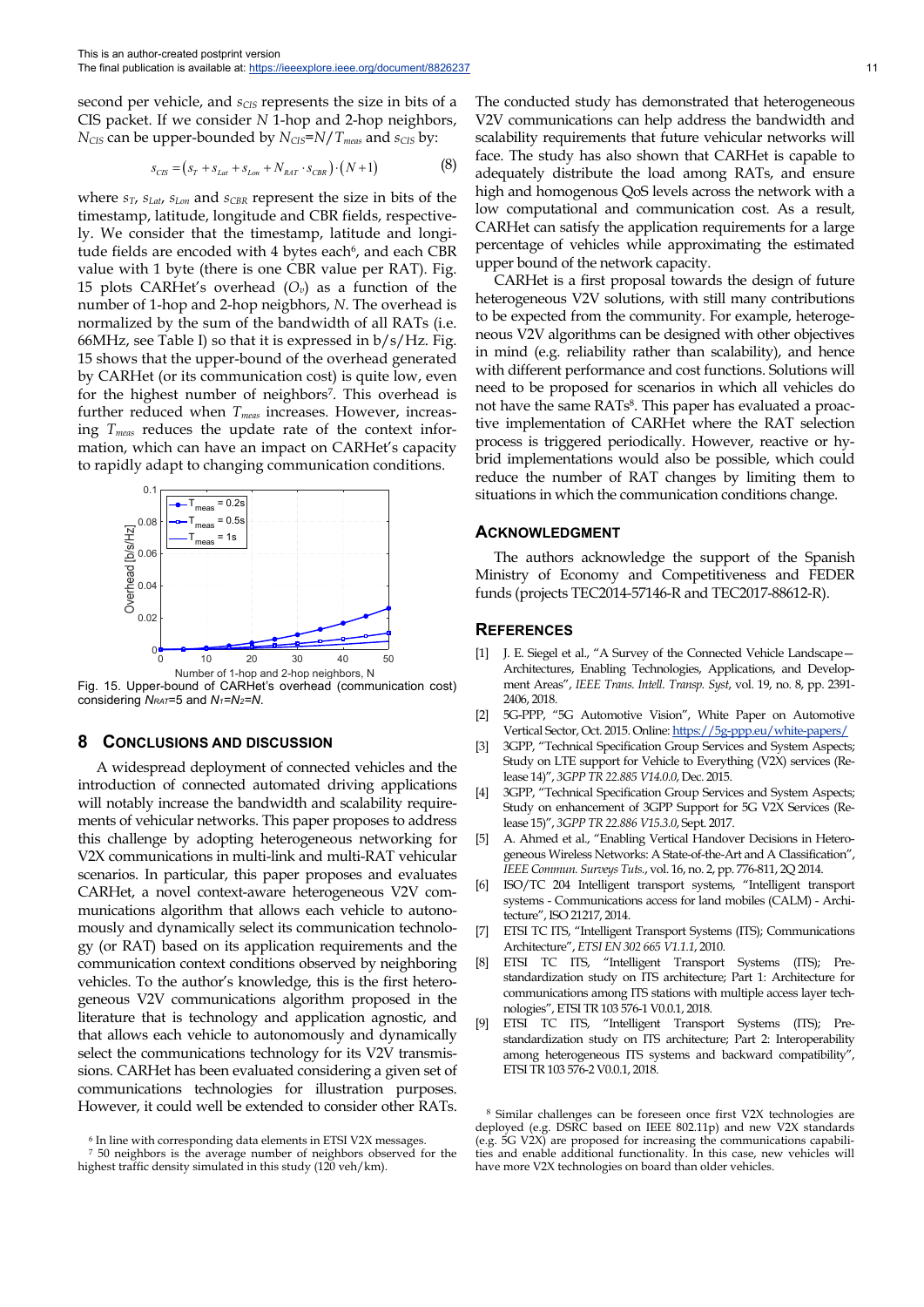second per vehicle, and $s_{CIS}$ represents the size in bits of a CIS packet. If we consider $N$ 1-hop and 2-hop neighbors, $N_{CIS}$ can be upper-bounded by $N_{CIS}=N/T_{meas}$ and $s_{CIS}$ by:

$$s_{CIS} = \left(s_T + s_{Lat} + s_{Lon} + N_{RAT} \cdot s_{CBR}\right) \cdot \left(N+1\right) \tag{8}$$

where $s_T$, $s_{Lat}$, $s_{Lon}$ and $s_{CBR}$ represent the size in bits of the timestamp, latitude, longitude and CBR fields, respectively. We consider that the timestamp, latitude and longitude fields are encoded with 4 bytes each[6], and each CBR value with 1 byte (there is one CBR value per RAT). Fig. 15 plots CARHet's overhead ($O_v$) as a function of the number of 1-hop and 2-hop neigbhors, $N$. The overhead is normalized by the sum of the bandwidth of all RATs (i.e. 66MHz, see Table I) so that it is expressed in b/s/Hz. Fig. 15 shows that the upper-bound of the overhead generated by CARHet (or its communication cost) is quite low, even for the highest number of neighbors[7]. This overhead is further reduced when $T_{meas}$ increases. However, increasing $T_{meas}$ reduces the update rate of the context information, which can have an impact on CARHet's capacity to rapidly adapt to changing communication conditions.

Fig. 15. Upper-bound of CARHet's overhead (communication cost) considering $N_{RAT}$=5 and $N_T$=$N_2$=$N$.

## 8 Conclusions and Discussion

A widespread deployment of connected vehicles and the introduction of connected automated driving applications will notably increase the bandwidth and scalability requirements of vehicular networks. This paper proposes to address this challenge by adopting heterogeneous networking for V2X communications in multi-link and multi-RAT vehicular scenarios. In particular, this paper proposes and evaluates CARHet, a novel context-aware heterogeneous V2V communications algorithm that allows each vehicle to autonomously and dynamically select its communication technology (or RAT) based on its application requirements and the communication context conditions observed by neighboring vehicles. To the author's knowledge, this is the first heterogeneous V2V communications algorithm proposed in the literature that is technology and application agnostic, and that allows each vehicle to autonomously and dynamically select the communications technology for its V2V transmissions. CARHet has been evaluated considering a given set of communications technologies for illustration purposes. However, it could well be extended to consider other RATs. The conducted study has demonstrated that heterogeneous V2V communications can help address the bandwidth and scalability requirements that future vehicular networks will face. The study has also shown that CARHet is capable to adequately distribute the load among RATs, and ensure high and homogenous QoS levels across the network with a low computational and communication cost. As a result, CARHet can satisfy the application requirements for a large percentage of vehicles while approximating the estimated upper bound of the network capacity.

CARHet is a first proposal towards the design of future heterogeneous V2V solutions, with still many contributions to be expected from the community. For example, heterogeneous V2V algorithms can be designed with other objectives in mind (e.g. reliability rather than scalability), and hence with different performance and cost functions. Solutions will need to be proposed for scenarios in which all vehicles do not have the same RATs[8]. This paper has evaluated a proactive implementation of CARHet where the RAT selection process is triggered periodically. However, reactive or hybrid implementations would also be possible, which could reduce the number of RAT changes by limiting them to situations in which the communication conditions change.

## Acknowledgment

The authors acknowledge the support of the Spanish Ministry of Economy and Competitiveness and FEDER funds (projects TEC2014-57146-R and TEC2017-88612-R).

## References

[1] J. E. Siegel et al., "A Survey of the Connected Vehicle Landscape—Architectures, Enabling Technologies, Applications, and Development Areas", *IEEE Trans. Intell. Transp. Syst*, vol. 19, no. 8, pp. 2391-2406, 2018.

[2] 5G-PPP, "5G Automotive Vision", White Paper on Automotive Vertical Sector, Oct. 2015. Online: https://5g-ppp.eu/white-papers/

[3] 3GPP, "Technical Specification Group Services and System Aspects; Study on LTE support for Vehicle to Everything (V2X) services (Release 14)", *3GPP TR 22.885 V14.0.0*, Dec. 2015.

[4] 3GPP, "Technical Specification Group Services and System Aspects; Study on enhancement of 3GPP Support for 5G V2X Services (Release 15)", *3GPP TR 22.886 V15.3.0*, Sept. 2017.

[5] A. Ahmed et al., "Enabling Vertical Handover Decisions in Heterogeneous Wireless Networks: A State-of-the-Art and A Classification", *IEEE Commun. Surveys Tuts.*, vol. 16, no. 2, pp. 776-811, 2Q 2014.

[6] ISO/TC 204 Intelligent transport systems, "Intelligent transport systems - Communications access for land mobiles (CALM) - Architecture", ISO 21217, 2014.

[7] ETSI TC ITS, "Intelligent Transport Systems (ITS); Communications Architecture", *ETSI EN 302 665 V1.1.1*, 2010.

[8] ETSI TC ITS, "Intelligent Transport Systems (ITS); Pre-standardization study on ITS architecture; Part 1: Architecture for communications among ITS stations with multiple access layer technologies", ETSI TR 103 576-1 V0.0.1, 2018.

[9] ETSI TC ITS, "Intelligent Transport Systems (ITS); Pre-standardization study on ITS architecture; Part 2: Interoperability among heterogeneous ITS systems and backward compatibility", ETSI TR 103 576-2 V0.0.1, 2018.

---

[6] In line with corresponding data elements in ETSI V2X messages.

[7] 50 neighbors is the average number of neighbors observed for the highest traffic density simulated in this study (120 veh/km).

[8] Similar challenges can be foreseen once first V2X technologies are deployed (e.g. DSRC based on IEEE 802.11p) and new V2X standards (e.g. 5G V2X) are proposed for increasing the communications capabilities and enable additional functionality. In this case, new vehicles will have more V2X technologies on board than older vehicles.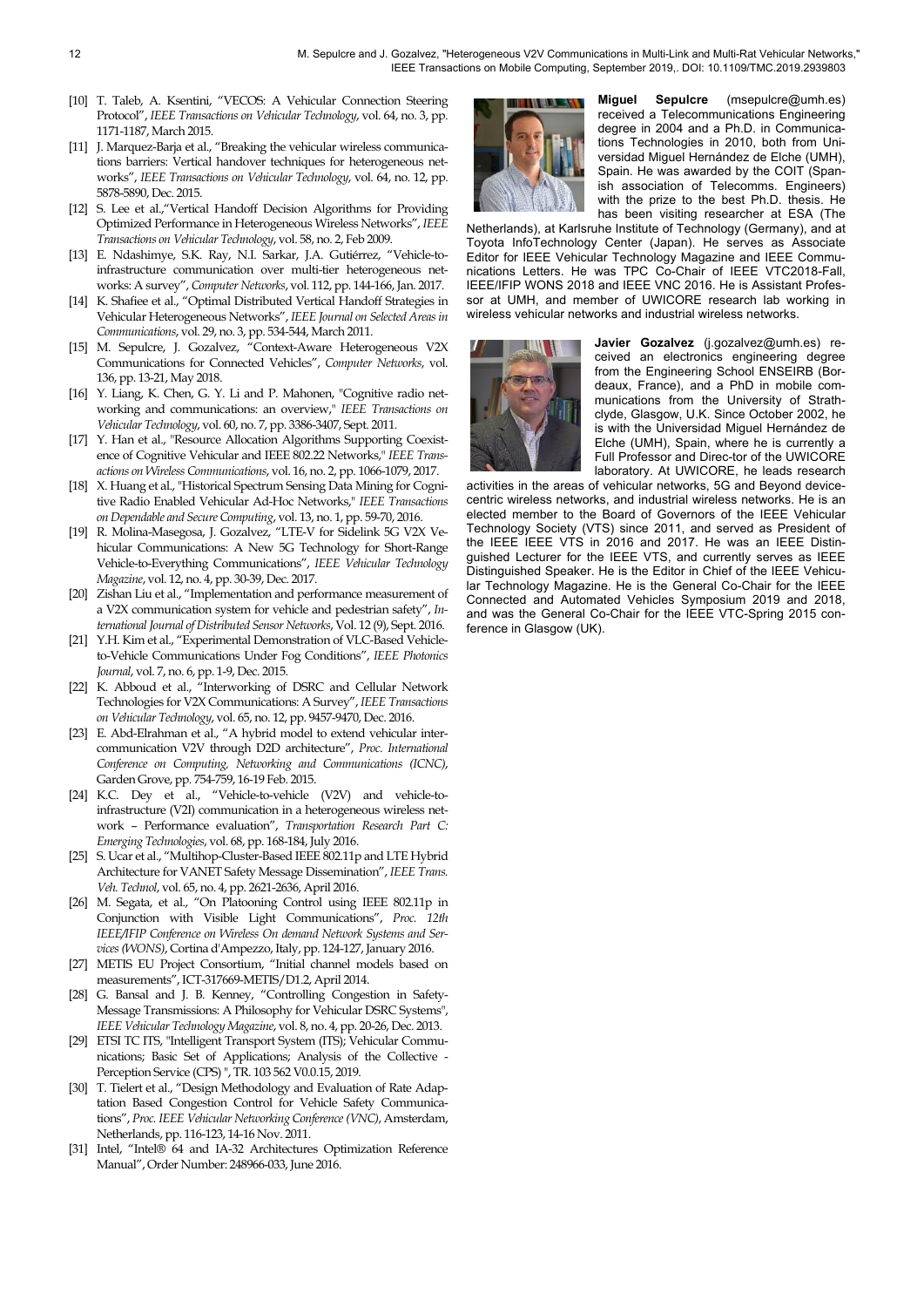[10] T. Taleb, A. Ksentini, "VECOS: A Vehicular Connection Steering Protocol", *IEEE Transactions on Vehicular Technology*, vol. 64, no. 3, pp. 1171-1187, March 2015.

[11] J. Marquez-Barja et al., "Breaking the vehicular wireless communications barriers: Vertical handover techniques for heterogeneous networks", *IEEE Transactions on Vehicular Technology*, vol. 64, no. 12, pp. 5878-5890, Dec. 2015.

[12] S. Lee et al.,"Vertical Handoff Decision Algorithms for Providing Optimized Performance in Heterogeneous Wireless Networks", *IEEE Transactions on Vehicular Technology*, vol. 58, no. 2, Feb 2009.

[13] E. Ndashimye, S.K. Ray, N.I. Sarkar, J.A. Gutiérrez, "Vehicle-to-infrastructure communication over multi-tier heterogeneous networks: A survey", *Computer Networks*, vol. 112, pp. 144-166, Jan. 2017.

[14] K. Shafiee et al., "Optimal Distributed Vertical Handoff Strategies in Vehicular Heterogeneous Networks", *IEEE Journal on Selected Areas in Communications*, vol. 29, no. 3, pp. 534-544, March 2011.

[15] M. Sepulcre, J. Gozalvez, "Context-Aware Heterogeneous V2X Communications for Connected Vehicles", *Computer Networks*, vol. 136, pp. 13-21, May 2018.

[16] Y. Liang, K. Chen, G. Y. Li and P. Mahonen, "Cognitive radio networking and communications: an overview," *IEEE Transactions on Vehicular Technology*, vol. 60, no. 7, pp. 3386-3407, Sept. 2011.

[17] Y. Han et al., "Resource Allocation Algorithms Supporting Coexistence of Cognitive Vehicular and IEEE 802.22 Networks," *IEEE Transactions on Wireless Communications*, vol. 16, no. 2, pp. 1066-1079, 2017.

[18] X. Huang et al., "Historical Spectrum Sensing Data Mining for Cognitive Radio Enabled Vehicular Ad-Hoc Networks," *IEEE Transactions on Dependable and Secure Computing*, vol. 13, no. 1, pp. 59-70, 2016.

[19] R. Molina-Masegosa, J. Gozalvez, "LTE-V for Sidelink 5G V2X Vehicular Communications: A New 5G Technology for Short-Range Vehicle-to-Everything Communications", *IEEE Vehicular Technology Magazine*, vol. 12, no. 4, pp. 30-39, Dec. 2017.

[20] Zishan Liu et al., "Implementation and performance measurement of a V2X communication system for vehicle and pedestrian safety", *International Journal of Distributed Sensor Networks*, Vol. 12 (9), Sept. 2016.

[21] Y.H. Kim et al., "Experimental Demonstration of VLC-Based Vehicle-to-Vehicle Communications Under Fog Conditions", *IEEE Photonics Journal*, vol. 7, no. 6, pp. 1-9, Dec. 2015.

[22] K. Abboud et al., "Interworking of DSRC and Cellular Network Technologies for V2X Communications: A Survey", *IEEE Transactions on Vehicular Technology*, vol. 65, no. 12, pp. 9457-9470, Dec. 2016.

[23] E. Abd-Elrahman et al., "A hybrid model to extend vehicular intercommunication V2V through D2D architecture", *Proc. International Conference on Computing, Networking and Communications (ICNC)*, Garden Grove, pp. 754-759, 16-19 Feb. 2015.

[24] K.C. Dey et al., "Vehicle-to-vehicle (V2V) and vehicle-to-infrastructure (V2I) communication in a heterogeneous wireless network – Performance evaluation", *Transportation Research Part C: Emerging Technologies*, vol. 68, pp. 168-184, July 2016.

[25] S. Ucar et al., "Multihop-Cluster-Based IEEE 802.11p and LTE Hybrid Architecture for VANET Safety Message Dissemination", *IEEE Trans. Veh. Technol*, vol. 65, no. 4, pp. 2621-2636, April 2016.

[26] M. Segata, et al., "On Platooning Control using IEEE 802.11p in Conjunction with Visible Light Communications", *Proc. 12th IEEE/IFIP Conference on Wireless On demand Network Systems and Services (WONS)*, Cortina d'Ampezzo, Italy, pp. 124-127, January 2016.

[27] METIS EU Project Consortium, "Initial channel models based on measurements", ICT-317669-METIS/D1.2, April 2014.

[28] G. Bansal and J. B. Kenney, "Controlling Congestion in Safety-Message Transmissions: A Philosophy for Vehicular DSRC Systems", *IEEE Vehicular Technology Magazine*, vol. 8, no. 4, pp. 20-26, Dec. 2013.

[29] ETSI TC ITS, "Intelligent Transport System (ITS); Vehicular Communications; Basic Set of Applications; Analysis of the Collective - Perception Service (CPS) ", TR. 103 562 V0.0.15, 2019.

[30] T. Tielert et al., "Design Methodology and Evaluation of Rate Adaptation Based Congestion Control for Vehicle Safety Communications", *Proc. IEEE Vehicular Networking Conference (VNC)*, Amsterdam, Netherlands, pp. 116-123, 14-16 Nov. 2011.

[31] Intel, "Intel® 64 and IA-32 Architectures Optimization Reference Manual", Order Number: 248966-033, June 2016.

**Miguel Sepulcre** (msepulcre@umh.es) received a Telecommunications Engineering degree in 2004 and a Ph.D. in Communications Technologies in 2010, both from Universidad Miguel Hernández de Elche (UMH), Spain. He was awarded by the COIT (Spanish association of Telecomms. Engineers) with the prize to the best Ph.D. thesis. He has been visiting researcher at ESA (The Netherlands), at Karlsruhe Institute of Technology (Germany), and at Toyota InfoTechnology Center (Japan). He serves as Associate Editor for IEEE Vehicular Technology Magazine and IEEE Communications Letters. He was TPC Co-Chair of IEEE VTC2018-Fall, IEEE/IFIP WONS 2018 and IEEE VNC 2016. He is Assistant Professor at UMH, and member of UWICORE research lab working in wireless vehicular networks and industrial wireless networks.

**Javier Gozalvez** (j.gozalvez@umh.es) received an electronics engineering degree from the Engineering School ENSEIRB (Bordeaux, France), and a PhD in mobile communications from the University of Strathclyde, Glasgow, U.K. Since October 2002, he is with the Universidad Miguel Hernández de Elche (UMH), Spain, where he is currently a Full Professor and Direc-tor of the UWICORE laboratory. At UWICORE, he leads research activities in the areas of vehicular networks, 5G and Beyond device-centric wireless networks, and industrial wireless networks. He is an elected member to the Board of Governors of the IEEE Vehicular Technology Society (VTS) since 2011, and served as President of the IEEE IEEE VTS in 2016 and 2017. He was an IEEE Distinguished Lecturer for the IEEE VTS, and currently serves as IEEE Distinguished Speaker. He is the Editor in Chief of the IEEE Vehicular Technology Magazine. He is the General Co-Chair for the IEEE Connected and Automated Vehicles Symposium 2019 and 2018, and was the General Co-Chair for the IEEE VTC-Spring 2015 conference in Glasgow (UK).